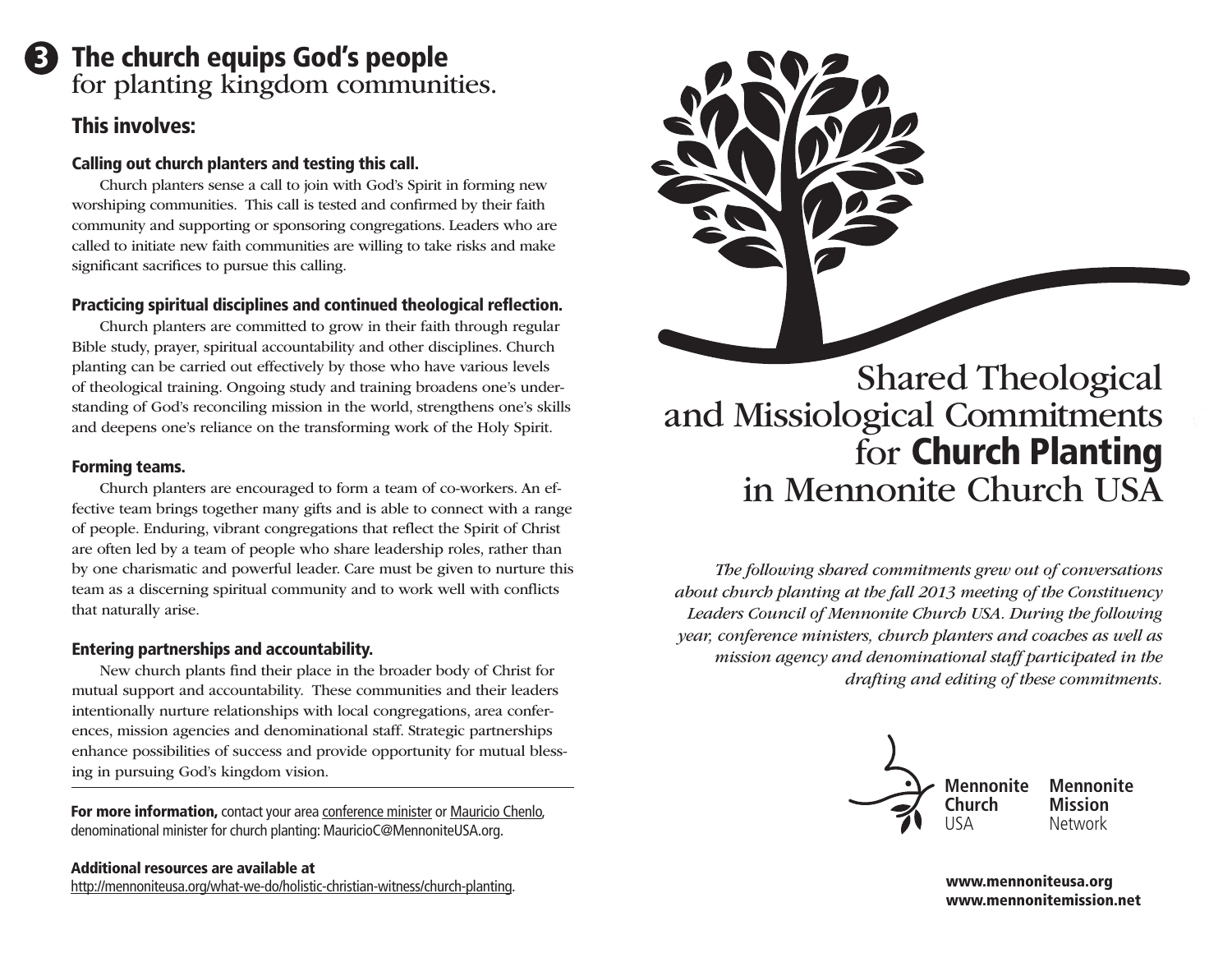## 3 The church equips God's people for planting kingdom communities.

### This involves:

#### Calling out church planters and testing this call.

Church planters sense a call to join with God's Spirit in forming new worshiping communities. This call is tested and confirmed by their faith community and supporting or sponsoring congregations. Leaders who are called to initiate new faith communities are willing to take risks and make significant sacrifices to pursue this calling.

#### Practicing spiritual disciplines and continued theological reflection.

Church planters are committed to grow in their faith through regular Bible study, prayer, spiritual accountability and other disciplines. Church planting can be carried out effectively by those who have various levels of theological training. Ongoing study and training broadens one's understanding of God's reconciling mission in the world, strengthens one's skills and deepens one's reliance on the transforming work of the Holy Spirit.

#### Forming teams.

Church planters are encouraged to form a team of co-workers. An effective team brings together many gifts and is able to connect with a range of people. Enduring, vibrant congregations that reflect the Spirit of Christ are often led by a team of people who share leadership roles, rather than by one charismatic and powerful leader. Care must be given to nurture this team as a discerning spiritual community and to work well with conflicts that naturally arise.

#### Entering partnerships and accountability.

New church plants find their place in the broader body of Christ for mutual support and accountability. These communities and their leaders intentionally nurture relationships with local congregations, area conferences, mission agencies and denominational staff. Strategic partnerships enhance possibilities of success and provide opportunity for mutual blessing in pursuing God's kingdom vision.

---

**For more information,** contact your area conference minister or Mauricio Chenlo, denominational minister for church planting: MauricioC@MennoniteUSA.org.

**Additional resources are available at**
http://mennoniteusa.org/what-we-do/holistic-christian-witness/church-planting.

# Shared Theological and Missiological Commitments for **Church Planting** in Mennonite Church USA

*The following shared commitments grew out of conversations about church planting at the fall 2013 meeting of the Constituency Leaders Council of Mennonite Church USA. During the following year, conference ministers, church planters and coaches as well as mission agency and denominational staff participated in the drafting and editing of these commitments.*

**Mennonite Church** USA

**Mennonite Mission** Network

**www.mennoniteusa.org**
**www.mennonitemission.net**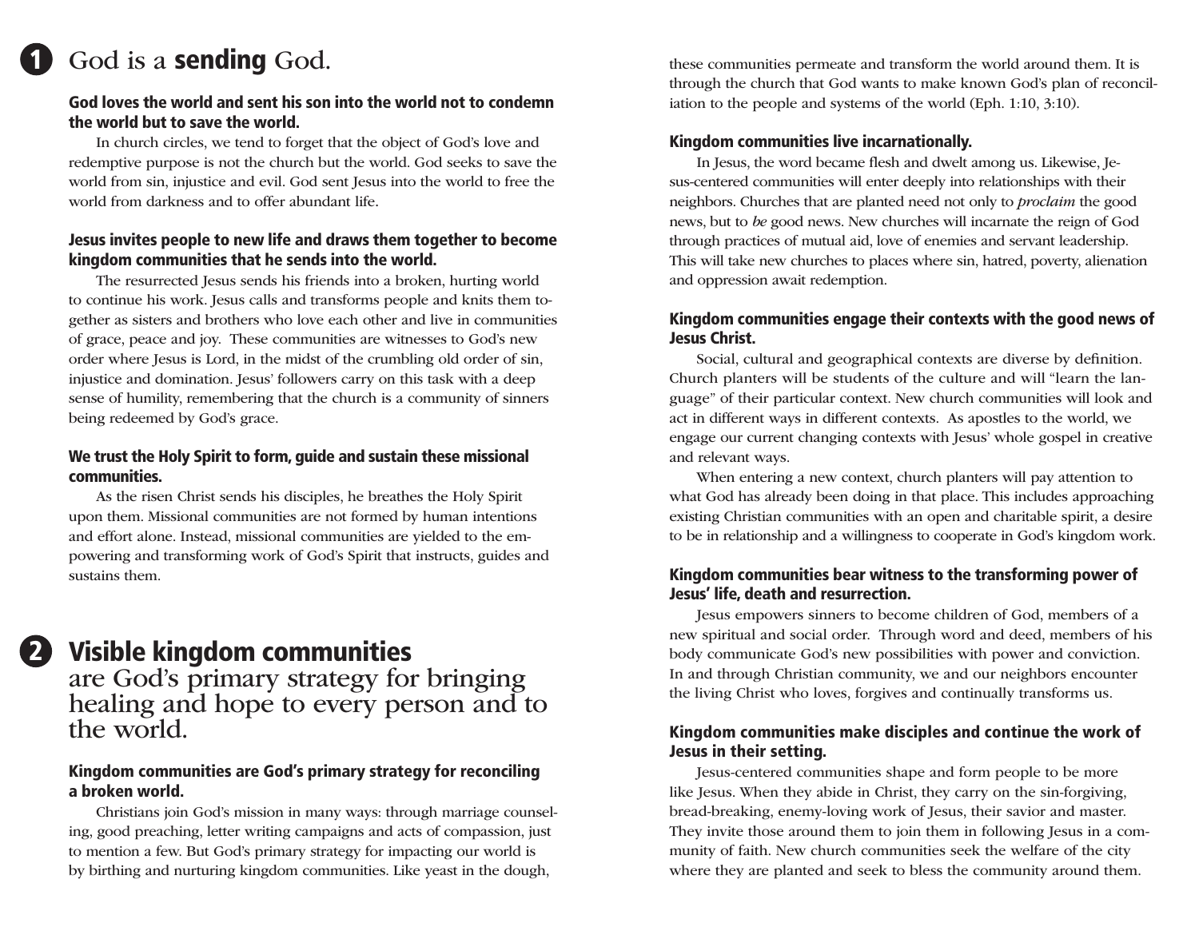# 1 God is a **sending** God.

### God loves the world and sent his son into the world not to condemn the world but to save the world.

In church circles, we tend to forget that the object of God's love and redemptive purpose is not the church but the world. God seeks to save the world from sin, injustice and evil. God sent Jesus into the world to free the world from darkness and to offer abundant life.

### Jesus invites people to new life and draws them together to become kingdom communities that he sends into the world.

The resurrected Jesus sends his friends into a broken, hurting world to continue his work. Jesus calls and transforms people and knits them together as sisters and brothers who love each other and live in communities of grace, peace and joy. These communities are witnesses to God's new order where Jesus is Lord, in the midst of the crumbling old order of sin, injustice and domination. Jesus' followers carry on this task with a deep sense of humility, remembering that the church is a community of sinners being redeemed by God's grace.

### We trust the Holy Spirit to form, guide and sustain these missional communities.

As the risen Christ sends his disciples, he breathes the Holy Spirit upon them. Missional communities are not formed by human intentions and effort alone. Instead, missional communities are yielded to the empowering and transforming work of God's Spirit that instructs, guides and sustains them.

# 2 **Visible kingdom communities** are God's primary strategy for bringing healing and hope to every person and to the world.

### Kingdom communities are God's primary strategy for reconciling a broken world.

Christians join God's mission in many ways: through marriage counseling, good preaching, letter writing campaigns and acts of compassion, just to mention a few. But God's primary strategy for impacting our world is by birthing and nurturing kingdom communities. Like yeast in the dough, these communities permeate and transform the world around them. It is through the church that God wants to make known God's plan of reconciliation to the people and systems of the world (Eph. 1:10, 3:10).

### Kingdom communities live incarnationally.

In Jesus, the word became flesh and dwelt among us. Likewise, Jesus-centered communities will enter deeply into relationships with their neighbors. Churches that are planted need not only to *proclaim* the good news, but to *be* good news. New churches will incarnate the reign of God through practices of mutual aid, love of enemies and servant leadership. This will take new churches to places where sin, hatred, poverty, alienation and oppression await redemption.

### Kingdom communities engage their contexts with the good news of Jesus Christ.

Social, cultural and geographical contexts are diverse by definition. Church planters will be students of the culture and will "learn the language" of their particular context. New church communities will look and act in different ways in different contexts. As apostles to the world, we engage our current changing contexts with Jesus' whole gospel in creative and relevant ways.

When entering a new context, church planters will pay attention to what God has already been doing in that place. This includes approaching existing Christian communities with an open and charitable spirit, a desire to be in relationship and a willingness to cooperate in God's kingdom work.

### Kingdom communities bear witness to the transforming power of Jesus' life, death and resurrection.

Jesus empowers sinners to become children of God, members of a new spiritual and social order. Through word and deed, members of his body communicate God's new possibilities with power and conviction. In and through Christian community, we and our neighbors encounter the living Christ who loves, forgives and continually transforms us.

### Kingdom communities make disciples and continue the work of Jesus in their setting.

Jesus-centered communities shape and form people to be more like Jesus. When they abide in Christ, they carry on the sin-forgiving, bread-breaking, enemy-loving work of Jesus, their savior and master. They invite those around them to join them in following Jesus in a community of faith. New church communities seek the welfare of the city where they are planted and seek to bless the community around them.